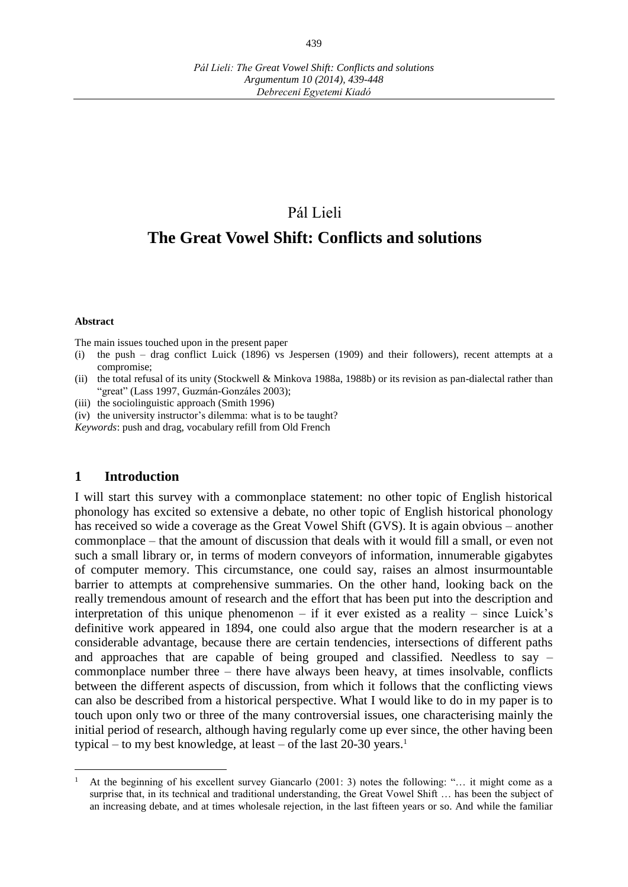Pál Lieli

# The Great Vowel Shift: Conflicts and solutions

**Abstract**

The main issues touched upon in the present paper

- (i) the push – drag conflict Luick (1896) vs Jespersen (1909) and their followers), recent attempts at a compromise;
- (ii) the total refusal of its unity (Stockwell & Minkova 1988a, 1988b) or its revision as pan-dialectal rather than "great" (Lass 1997, Guzmán-Gonzáles 2003);
- (iii) the sociolinguistic approach (Smith 1996)
- (iv) the university instructor's dilemma: what is to be taught?

*Keywords*: push and drag, vocabulary refill from Old French

## 1 Introduction

I will start this survey with a commonplace statement: no other topic of English historical phonology has excited so extensive a debate, no other topic of English historical phonology has received so wide a coverage as the Great Vowel Shift (GVS). It is again obvious – another commonplace – that the amount of discussion that deals with it would fill a small, or even not such a small library or, in terms of modern conveyors of information, innumerable gigabytes of computer memory. This circumstance, one could say, raises an almost insurmountable barrier to attempts at comprehensive summaries. On the other hand, looking back on the really tremendous amount of research and the effort that has been put into the description and interpretation of this unique phenomenon – if it ever existed as a reality – since Luick's definitive work appeared in 1894, one could also argue that the modern researcher is at a considerable advantage, because there are certain tendencies, intersections of different paths and approaches that are capable of being grouped and classified. Needless to say – commonplace number three – there have always been heavy, at times insolvable, conflicts between the different aspects of discussion, from which it follows that the conflicting views can also be described from a historical perspective. What I would like to do in my paper is to touch upon only two or three of the many controversial issues, one characterising mainly the initial period of research, although having regularly come up ever since, the other having been typical – to my best knowledge, at least – of the last 20-30 years.[1]

[1] At the beginning of his excellent survey Giancarlo (2001: 3) notes the following: "… it might come as a surprise that, in its technical and traditional understanding, the Great Vowel Shift … has been the subject of an increasing debate, and at times wholesale rejection, in the last fifteen years or so. And while the familiar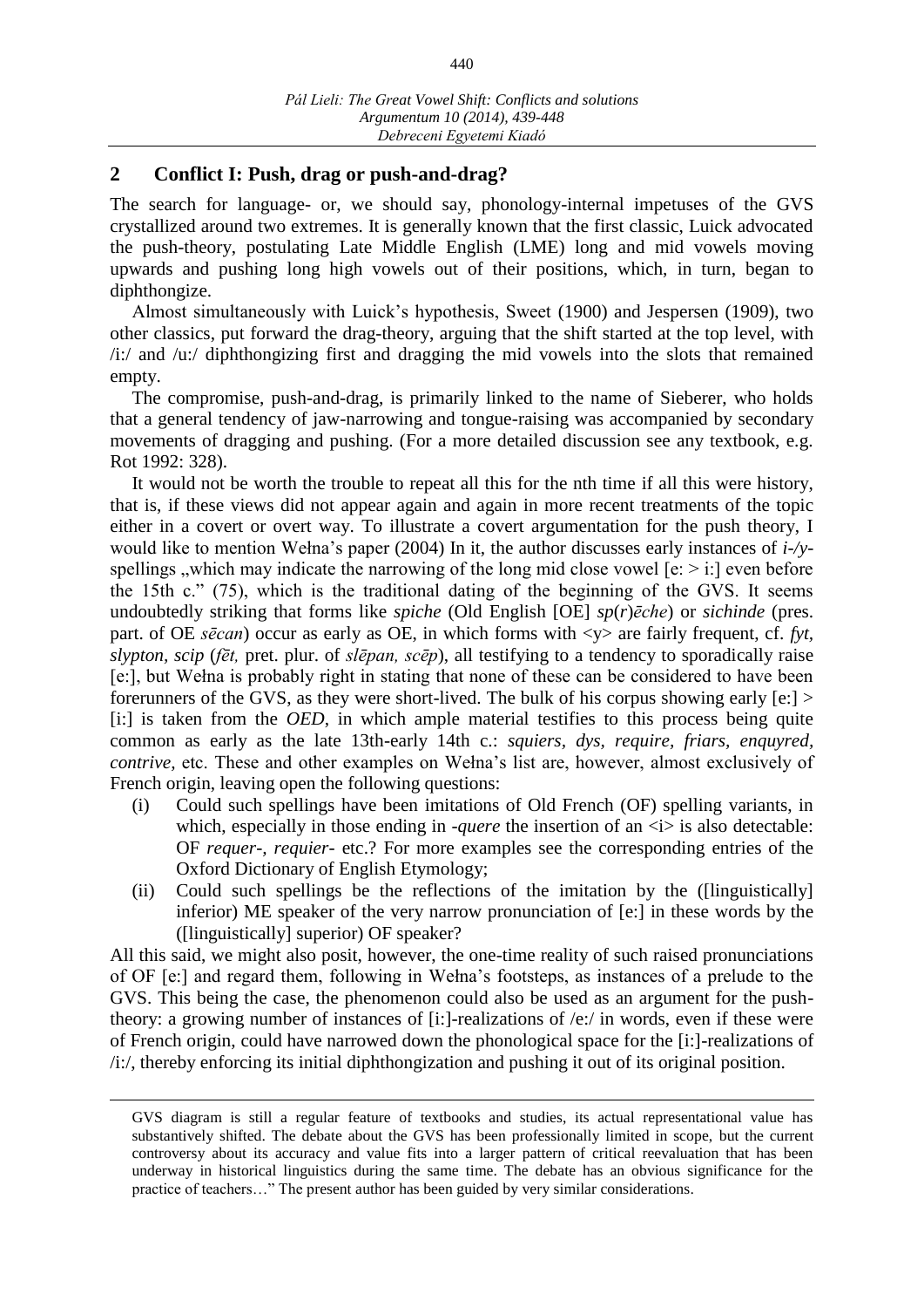## 2 Conflict I: Push, drag or push-and-drag?

The search for language- or, we should say, phonology-internal impetuses of the GVS crystallized around two extremes. It is generally known that the first classic, Luick advocated the push-theory, postulating Late Middle English (LME) long and mid vowels moving upwards and pushing long high vowels out of their positions, which, in turn, began to diphthongize.

Almost simultaneously with Luick's hypothesis, Sweet (1900) and Jespersen (1909), two other classics, put forward the drag-theory, arguing that the shift started at the top level, with /i:/ and /u:/ diphthongizing first and dragging the mid vowels into the slots that remained empty.

The compromise, push-and-drag, is primarily linked to the name of Sieberer, who holds that a general tendency of jaw-narrowing and tongue-raising was accompanied by secondary movements of dragging and pushing. (For a more detailed discussion see any textbook, e.g. Rot 1992: 328).

It would not be worth the trouble to repeat all this for the nth time if all this were history, that is, if these views did not appear again and again in more recent treatments of the topic either in a covert or overt way. To illustrate a covert argumentation for the push theory, I would like to mention Wełna's paper (2004) In it, the author discusses early instances of *i-/y*-spellings „which may indicate the narrowing of the long mid close vowel [e: > i:] even before the 15th c." (75), which is the traditional dating of the beginning of the GVS. It seems undoubtedly striking that forms like *spiche* (Old English [OE] *sp*(*r*)*ēche*) or *sichinde* (pres. part. of OE *sēcan*) occur as early as OE, in which forms with <y> are fairly frequent, cf. *fyt*, *slypton*, *scip* (*fēt,* pret. plur. of *slēpan, scēp*), all testifying to a tendency to sporadically raise [e:], but Wełna is probably right in stating that none of these can be considered to have been forerunners of the GVS, as they were short-lived. The bulk of his corpus showing early [e:] > [i:] is taken from the *OED*, in which ample material testifies to this process being quite common as early as the late 13th-early 14th c.: *squiers*, *dys*, *require*, *friars*, *enquyred*, *contrive*, etc. These and other examples on Wełna's list are, however, almost exclusively of French origin, leaving open the following questions:

(i) Could such spellings have been imitations of Old French (OF) spelling variants, in which, especially in those ending in *-quere* the insertion of an <i> is also detectable: OF *requer-*, *requier-* etc.? For more examples see the corresponding entries of the Oxford Dictionary of English Etymology;

(ii) Could such spellings be the reflections of the imitation by the ([linguistically] inferior) ME speaker of the very narrow pronunciation of [e:] in these words by the ([linguistically] superior) OF speaker?

All this said, we might also posit, however, the one-time reality of such raised pronunciations of OF [e:] and regard them, following in Wełna's footsteps, as instances of a prelude to the GVS. This being the case, the phenomenon could also be used as an argument for the push-theory: a growing number of instances of [i:]-realizations of /e:/ in words, even if these were of French origin, could have narrowed down the phonological space for the [i:]-realizations of /i:/, thereby enforcing its initial diphthongization and pushing it out of its original position.

GVS diagram is still a regular feature of textbooks and studies, its actual representational value has substantively shifted. The debate about the GVS has been professionally limited in scope, but the current controversy about its accuracy and value fits into a larger pattern of critical reevaluation that has been underway in historical linguistics during the same time. The debate has an obvious significance for the practice of teachers…" The present author has been guided by very similar considerations.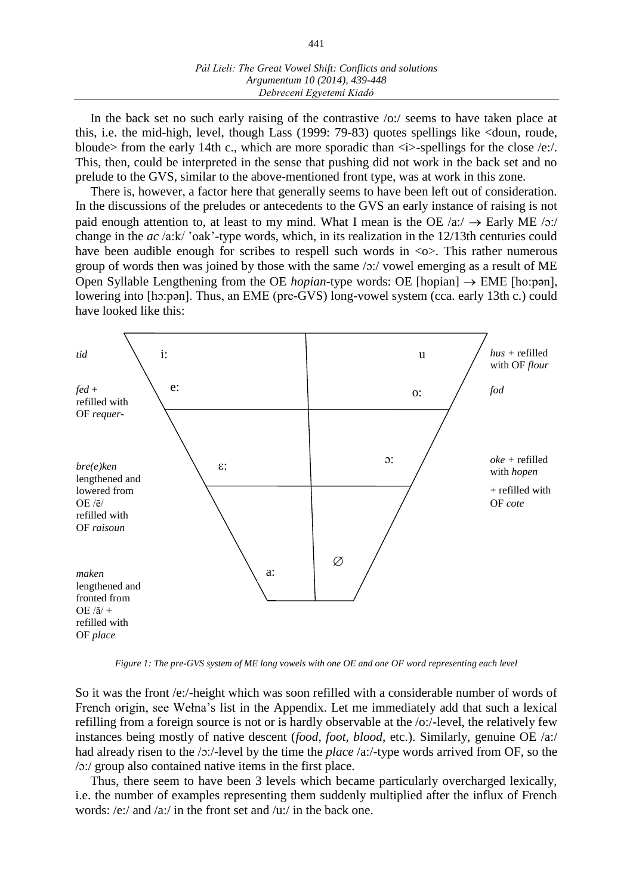In the back set no such early raising of the contrastive /oː/ seems to have taken place at this, i.e. the mid-high, level, though Lass (1999: 79-83) quotes spellings like <doun, roude, bloude> from the early 14th c., which are more sporadic than <i>-spellings for the close /eː/. This, then, could be interpreted in the sense that pushing did not work in the back set and no prelude to the GVS, similar to the above-mentioned front type, was at work in this zone.

There is, however, a factor here that generally seems to have been left out of consideration. In the discussions of the preludes or antecedents to the GVS an early instance of raising is not paid enough attention to, at least to my mind. What I mean is the OE /aː/ → Early ME /ɔː/ change in the *ac* /aːk/ 'oak'-type words, which, in its realization in the 12/13th centuries could have been audible enough for scribes to respell such words in <o>. This rather numerous group of words then was joined by those with the same /ɔː/ vowel emerging as a result of ME Open Syllable Lengthening from the OE *hopian*-type words: OE [hopian] → EME [hoːpən], lowering into [hɔːpən]. Thus, an EME (pre-GVS) long-vowel system (cca. early 13th c.) could have looked like this:

| Front (examples) | Front vowel | Back vowel | Back (examples) |
| --- | --- | --- | --- |
| *tid* | iː | u | *hus* + refilled with OF *flour* |
| *fed* + refilled with OF *requer-* | eː | oː | *fod* |
| *bre(e)ken* lengthened and lowered from OE /ĕ/ refilled with OF *raisoun* | ɛː | ɔː | *oke* + refilled with *hopen* + refilled with OF *cote* |
| *maken* lengthened and fronted from OE /ă/ + refilled with OF *place* | aː | ∅ | |

*Figure 1: The pre-GVS system of ME long vowels with one OE and one OF word representing each level*

So it was the front /eː/-height which was soon refilled with a considerable number of words of French origin, see Wełna's list in the Appendix. Let me immediately add that such a lexical refilling from a foreign source is not or is hardly observable at the /oː/-level, the relatively few instances being mostly of native descent (*food*, *foot*, *blood*, etc.). Similarly, genuine OE /aː/ had already risen to the /ɔː/-level by the time the *place* /aː/-type words arrived from OF, so the /ɔː/ group also contained native items in the first place.

Thus, there seem to have been 3 levels which became particularly overcharged lexically, i.e. the number of examples representing them suddenly multiplied after the influx of French words: /eː/ and /aː/ in the front set and /uː/ in the back one.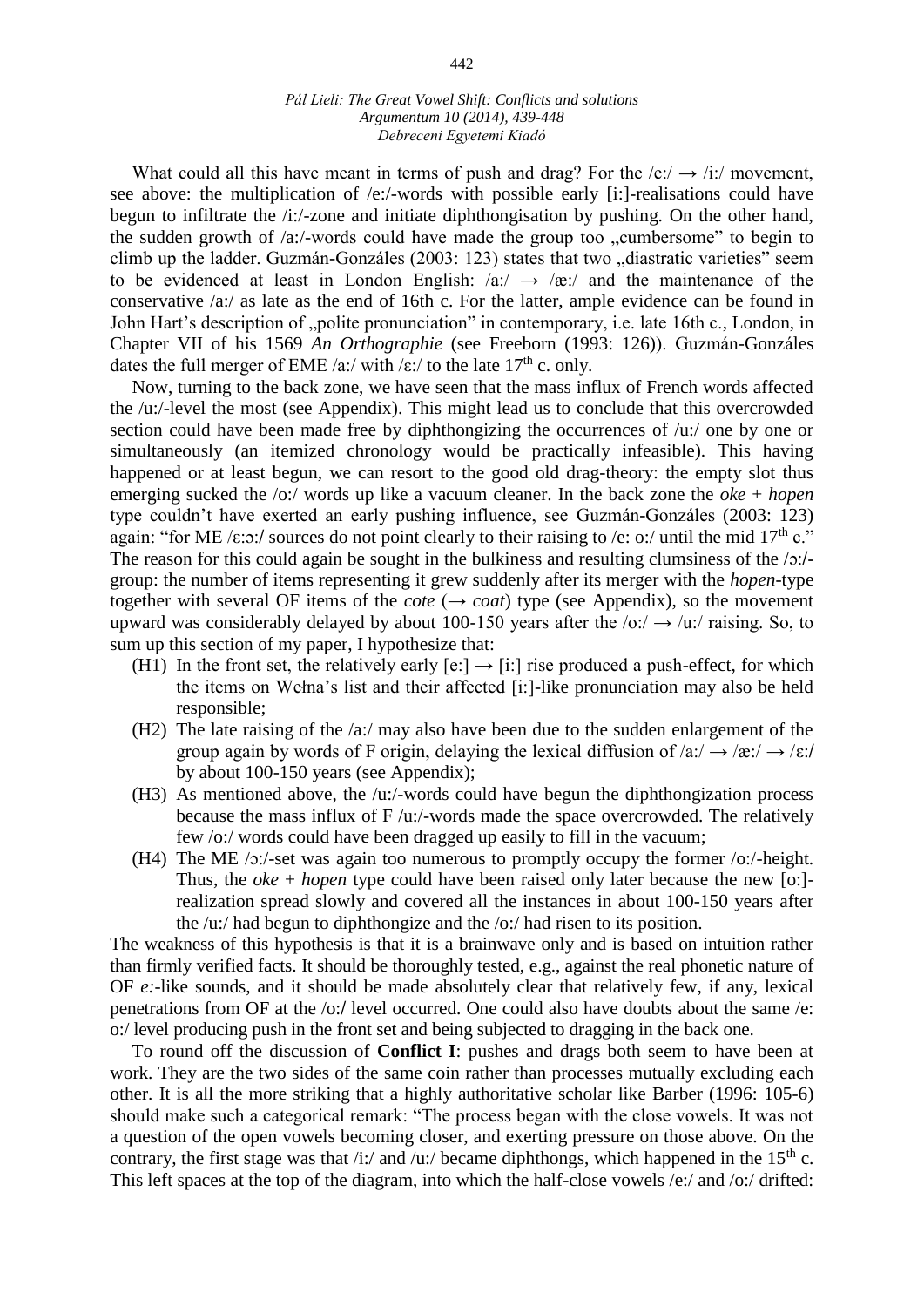What could all this have meant in terms of push and drag? For the /eː/ → /iː/ movement, see above: the multiplication of /eː/-words with possible early [iː]-realisations could have begun to infiltrate the /iː/-zone and initiate diphthongisation by pushing. On the other hand, the sudden growth of /aː/-words could have made the group too „cumbersome" to begin to climb up the ladder. Guzmán-Gonzáles (2003: 123) states that two „diastratic varieties" seem to be evidenced at least in London English: /aː/ → /æː/ and the maintenance of the conservative /aː/ as late as the end of 16th c. For the latter, ample evidence can be found in John Hart's description of „polite pronunciation" in contemporary, i.e. late 16th c., London, in Chapter VII of his 1569 *An Orthographie* (see Freeborn (1993: 126)). Guzmán-Gonzáles dates the full merger of EME /aː/ with /ɛː/ to the late 17th c. only.

Now, turning to the back zone, we have seen that the mass influx of French words affected the /uː/-level the most (see Appendix). This might lead us to conclude that this overcrowded section could have been made free by diphthongizing the occurrences of /uː/ one by one or simultaneously (an itemized chronology would be practically infeasible). This having happened or at least begun, we can resort to the good old drag-theory: the empty slot thus emerging sucked the /oː/ words up like a vacuum cleaner. In the back zone the *oke* + *hopen* type couldn't have exerted an early pushing influence, see Guzmán-Gonzáles (2003: 123) again: "for ME /ɛː:ɔː/ sources do not point clearly to their raising to /eː oː/ until the mid 17th c." The reason for this could again be sought in the bulkiness and resulting clumsiness of the /ɔː/-group: the number of items representing it grew suddenly after its merger with the *hopen*-type together with several OF items of the *cote* (→ *coat*) type (see Appendix), so the movement upward was considerably delayed by about 100-150 years after the /oː/ → /uː/ raising. So, to sum up this section of my paper, I hypothesize that:

- (H1) In the front set, the relatively early [eː] → [iː] rise produced a push-effect, for which the items on Wełna's list and their affected [iː]-like pronunciation may also be held responsible;
- (H2) The late raising of the /aː/ may also have been due to the sudden enlargement of the group again by words of F origin, delaying the lexical diffusion of /aː/ → /æː/ → /ɛː/ by about 100-150 years (see Appendix);
- (H3) As mentioned above, the /uː/-words could have begun the diphthongization process because the mass influx of F /uː/-words made the space overcrowded. The relatively few /oː/ words could have been dragged up easily to fill in the vacuum;
- (H4) The ME /ɔː/-set was again too numerous to promptly occupy the former /oː/-height. Thus, the *oke* + *hopen* type could have been raised only later because the new [oː]-realization spread slowly and covered all the instances in about 100-150 years after the /uː/ had begun to diphthongize and the /oː/ had risen to its position.

The weakness of this hypothesis is that it is a brainwave only and is based on intuition rather than firmly verified facts. It should be thoroughly tested, e.g., against the real phonetic nature of OF *eː*-like sounds, and it should be made absolutely clear that relatively few, if any, lexical penetrations from OF at the /oː/ level occurred. One could also have doubts about the same /eː oː/ level producing push in the front set and being subjected to dragging in the back one.

To round off the discussion of **Conflict I**: pushes and drags both seem to have been at work. They are the two sides of the same coin rather than processes mutually excluding each other. It is all the more striking that a highly authoritative scholar like Barber (1996: 105-6) should make such a categorical remark: "The process began with the close vowels. It was not a question of the open vowels becoming closer, and exerting pressure on those above. On the contrary, the first stage was that /iː/ and /uː/ became diphthongs, which happened in the 15th c. This left spaces at the top of the diagram, into which the half-close vowels /eː/ and /oː/ drifted: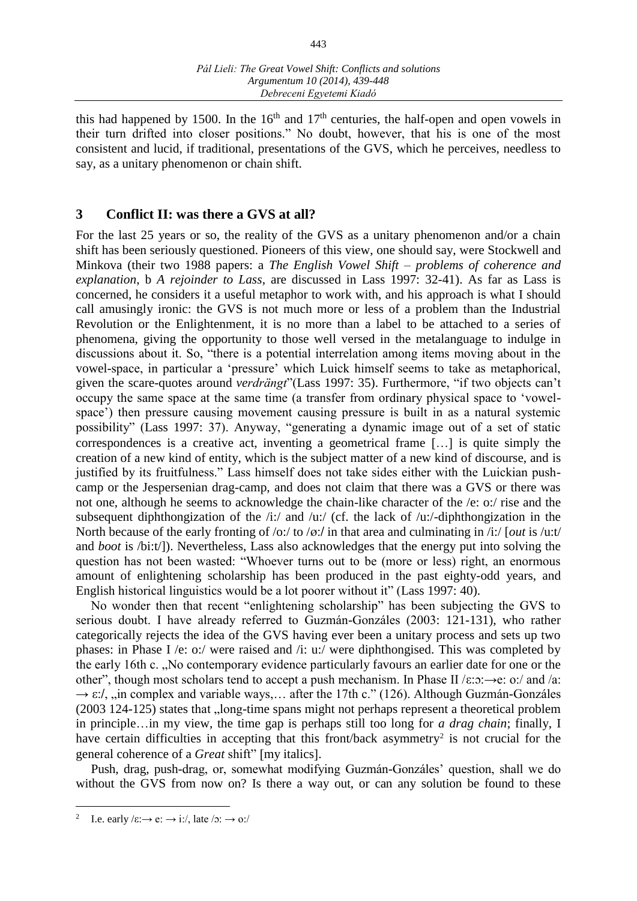this had happened by 1500. In the 16th and 17th centuries, the half-open and open vowels in their turn drifted into closer positions." No doubt, however, that his is one of the most consistent and lucid, if traditional, presentations of the GVS, which he perceives, needless to say, as a unitary phenomenon or chain shift.

## 3 Conflict II: was there a GVS at all?

For the last 25 years or so, the reality of the GVS as a unitary phenomenon and/or a chain shift has been seriously questioned. Pioneers of this view, one should say, were Stockwell and Minkova (their two 1988 papers: a *The English Vowel Shift – problems of coherence and explanation*, b *A rejoinder to Lass*, are discussed in Lass 1997: 32-41). As far as Lass is concerned, he considers it a useful metaphor to work with, and his approach is what I should call amusingly ironic: the GVS is not much more or less of a problem than the Industrial Revolution or the Enlightenment, it is no more than a label to be attached to a series of phenomena, giving the opportunity to those well versed in the metalanguage to indulge in discussions about it. So, "there is a potential interrelation among items moving about in the vowel-space, in particular a 'pressure' which Luick himself seems to take as metaphorical, given the scare-quotes around *verdrängt*"(Lass 1997: 35). Furthermore, "if two objects can't occupy the same space at the same time (a transfer from ordinary physical space to 'vowel-space') then pressure causing movement causing pressure is built in as a natural systemic possibility" (Lass 1997: 37). Anyway, "generating a dynamic image out of a set of static correspondences is a creative act, inventing a geometrical frame […] is quite simply the creation of a new kind of entity, which is the subject matter of a new kind of discourse, and is justified by its fruitfulness." Lass himself does not take sides either with the Luickian push-camp or the Jespersenian drag-camp, and does not claim that there was a GVS or there was not one, although he seems to acknowledge the chain-like character of the /e: o:/ rise and the subsequent diphthongization of the /i:/ and /u:/ (cf. the lack of /u:/-diphthongization in the North because of the early fronting of /o:/ to /ø:/ in that area and culminating in /i:/ [*out* is /u:t/ and *boot* is /bi:t/]). Nevertheless, Lass also acknowledges that the energy put into solving the question has not been wasted: "Whoever turns out to be (more or less) right, an enormous amount of enlightening scholarship has been produced in the past eighty-odd years, and English historical linguistics would be a lot poorer without it" (Lass 1997: 40).

No wonder then that recent "enlightening scholarship" has been subjecting the GVS to serious doubt. I have already referred to Guzmán-Gonzáles (2003: 121-131), who rather categorically rejects the idea of the GVS having ever been a unitary process and sets up two phases: in Phase I /e: o:/ were raised and /i: u:/ were diphthongised. This was completed by the early 16th c. „No contemporary evidence particularly favours an earlier date for one or the other", though most scholars tend to accept a push mechanism. In Phase II /ɛ:ɔ:→e: o:/ and /a: → ɛ:/, „in complex and variable ways,… after the 17th c." (126). Although Guzmán-Gonzáles (2003 124-125) states that „long-time spans might not perhaps represent a theoretical problem in principle…in my view, the time gap is perhaps still too long for *a drag chain*; finally, I have certain difficulties in accepting that this front/back asymmetry[2] is not crucial for the general coherence of a *Great* shift" [my italics].

Push, drag, push-drag, or, somewhat modifying Guzmán-Gonzáles' question, shall we do without the GVS from now on? Is there a way out, or can any solution be found to these

[2] I.e. early /ɛ:→ e: → i:/, late /ɔ: → o:/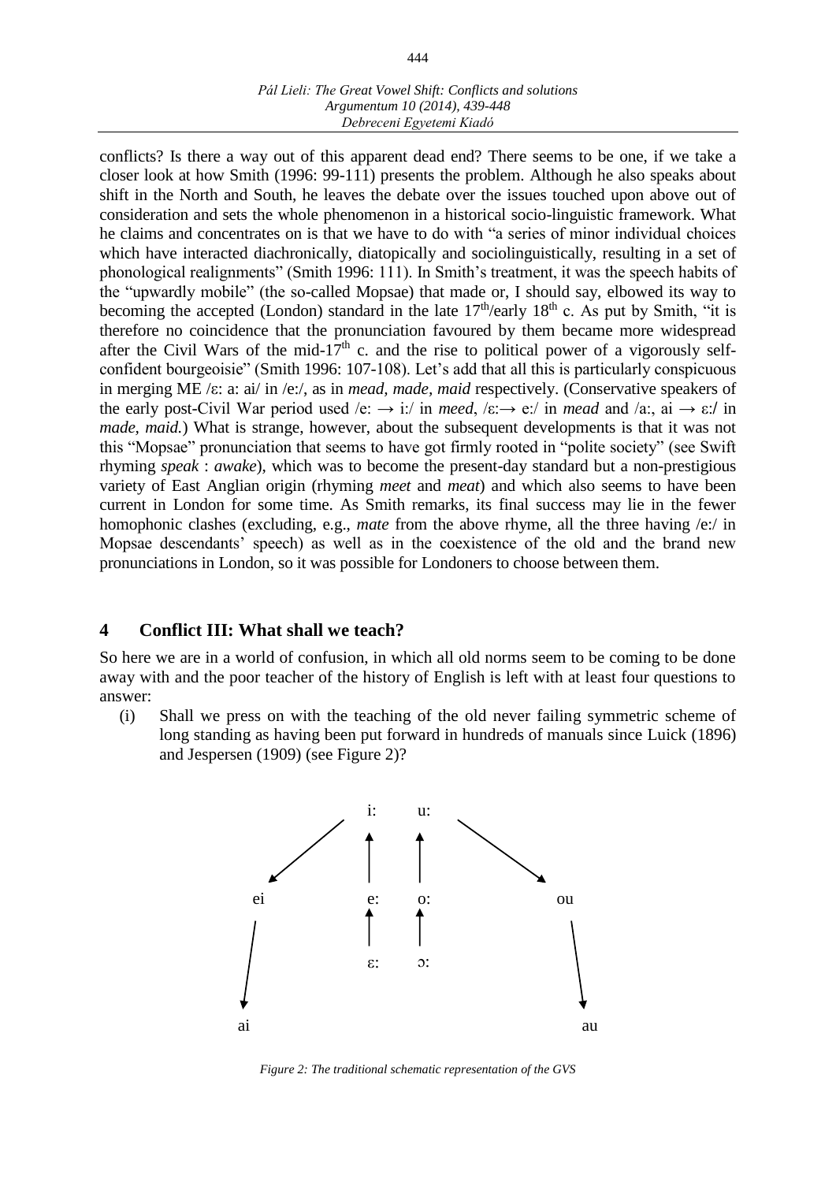conflicts? Is there a way out of this apparent dead end? There seems to be one, if we take a closer look at how Smith (1996: 99-111) presents the problem. Although he also speaks about shift in the North and South, he leaves the debate over the issues touched upon above out of consideration and sets the whole phenomenon in a historical socio-linguistic framework. What he claims and concentrates on is that we have to do with "a series of minor individual choices which have interacted diachronically, diatopically and sociolinguistically, resulting in a set of phonological realignments" (Smith 1996: 111). In Smith's treatment, it was the speech habits of the "upwardly mobile" (the so-called Mopsae) that made or, I should say, elbowed its way to becoming the accepted (London) standard in the late 17th/early 18th c. As put by Smith, "it is therefore no coincidence that the pronunciation favoured by them became more widespread after the Civil Wars of the mid-17th c. and the rise to political power of a vigorously self-confident bourgeoisie" (Smith 1996: 107-108). Let's add that all this is particularly conspicuous in merging ME /ɛ: a: ai/ in /e:/, as in *mead, made, maid* respectively. (Conservative speakers of the early post-Civil War period used /e: → i:/ in *meed*, /ɛ:→ e:/ in *mead* and /a:, ai → ɛ:/ in *made, maid.*) What is strange, however, about the subsequent developments is that it was not this "Mopsae" pronunciation that seems to have got firmly rooted in "polite society" (see Swift rhyming *speak* : *awake*), which was to become the present-day standard but a non-prestigious variety of East Anglian origin (rhyming *meet* and *meat*) and which also seems to have been current in London for some time. As Smith remarks, its final success may lie in the fewer homophonic clashes (excluding, e.g., *mate* from the above rhyme, all the three having /e:/ in Mopsae descendants' speech) as well as in the coexistence of the old and the brand new pronunciations in London, so it was possible for Londoners to choose between them.

## 4 Conflict III: What shall we teach?

So here we are in a world of confusion, in which all old norms seem to be coming to be done away with and the poor teacher of the history of English is left with at least four questions to answer:

(i) Shall we press on with the teaching of the old never failing symmetric scheme of long standing as having been put forward in hundreds of manuals since Luick (1896) and Jespersen (1909) (see Figure 2)?

```
              i:    u:
           ↙   ↑     ↑   ↘
        ei     e:    o:     ou
        ↓      ↑     ↑      ↓
               ɛ:    ɔ:
        ai                  au
```

*Figure 2: The traditional schematic representation of the GVS*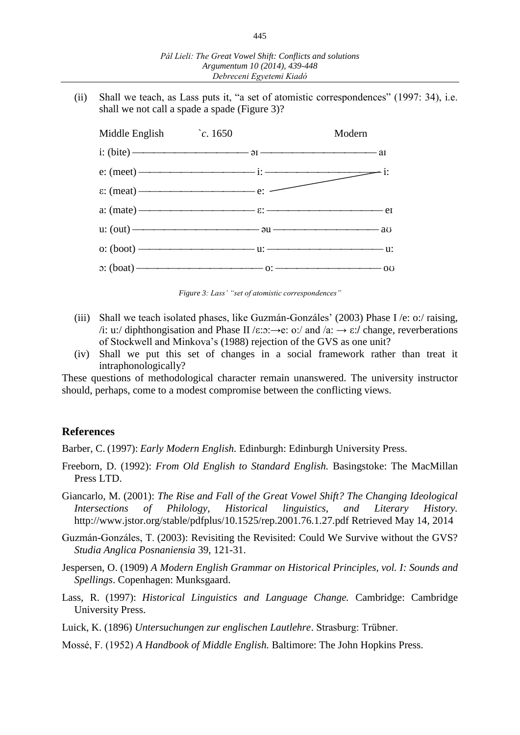(ii) Shall we teach, as Lass puts it, "a set of atomistic correspondences" (1997: 34), i.e. shall we not call a spade a spade (Figure 3)?

| Middle English | `c. 1650 | Modern |
|---|---|---|
| iː (bite) | əɪ | aɪ |
| eː (meet) | iː | iː |
| ɛː (meat) | eː | (→ iː) |
| aː (mate) | ɛː | eɪ |
| uː (out) | əu | aʊ |
| oː (boot) | uː | uː |
| ɔː (boat) | oː | oʊ |

*Figure 3: Lass' "set of atomistic correspondences"*

(iii) Shall we teach isolated phases, like Guzmán-Gonzáles' (2003) Phase I /eː oː/ raising, /iː uː/ diphthongisation and Phase II /ɛːɔː→eː oː/ and /aː → ɛː/ change, reverberations of Stockwell and Minkova's (1988) rejection of the GVS as one unit?

(iv) Shall we put this set of changes in a social framework rather than treat it intraphonologically?

These questions of methodological character remain unanswered. The university instructor should, perhaps, come to a modest compromise between the conflicting views.

## References

Barber, C. (1997): *Early Modern English.* Edinburgh: Edinburgh University Press.

Freeborn, D. (1992): *From Old English to Standard English.* Basingstoke: The MacMillan Press LTD.

Giancarlo, M. (2001): *The Rise and Fall of the Great Vowel Shift? The Changing Ideological Intersections of Philology, Historical linguistics, and Literary History.* http://www.jstor.org/stable/pdfplus/10.1525/rep.2001.76.1.27.pdf Retrieved May 14, 2014

Guzmán-Gonzáles, T. (2003): Revisiting the Revisited: Could We Survive without the GVS? *Studia Anglica Posnaniensia* 39, 121-31.

Jespersen, O. (1909) *A Modern English Grammar on Historical Principles, vol. I: Sounds and Spellings*. Copenhagen: Munksgaard.

Lass, R. (1997): *Historical Linguistics and Language Change.* Cambridge: Cambridge University Press.

Luick, K. (1896) *Untersuchungen zur englischen Lautlehre*. Strasburg: Trübner.

Mossé, F. (1952) *A Handbook of Middle English.* Baltimore: The John Hopkins Press.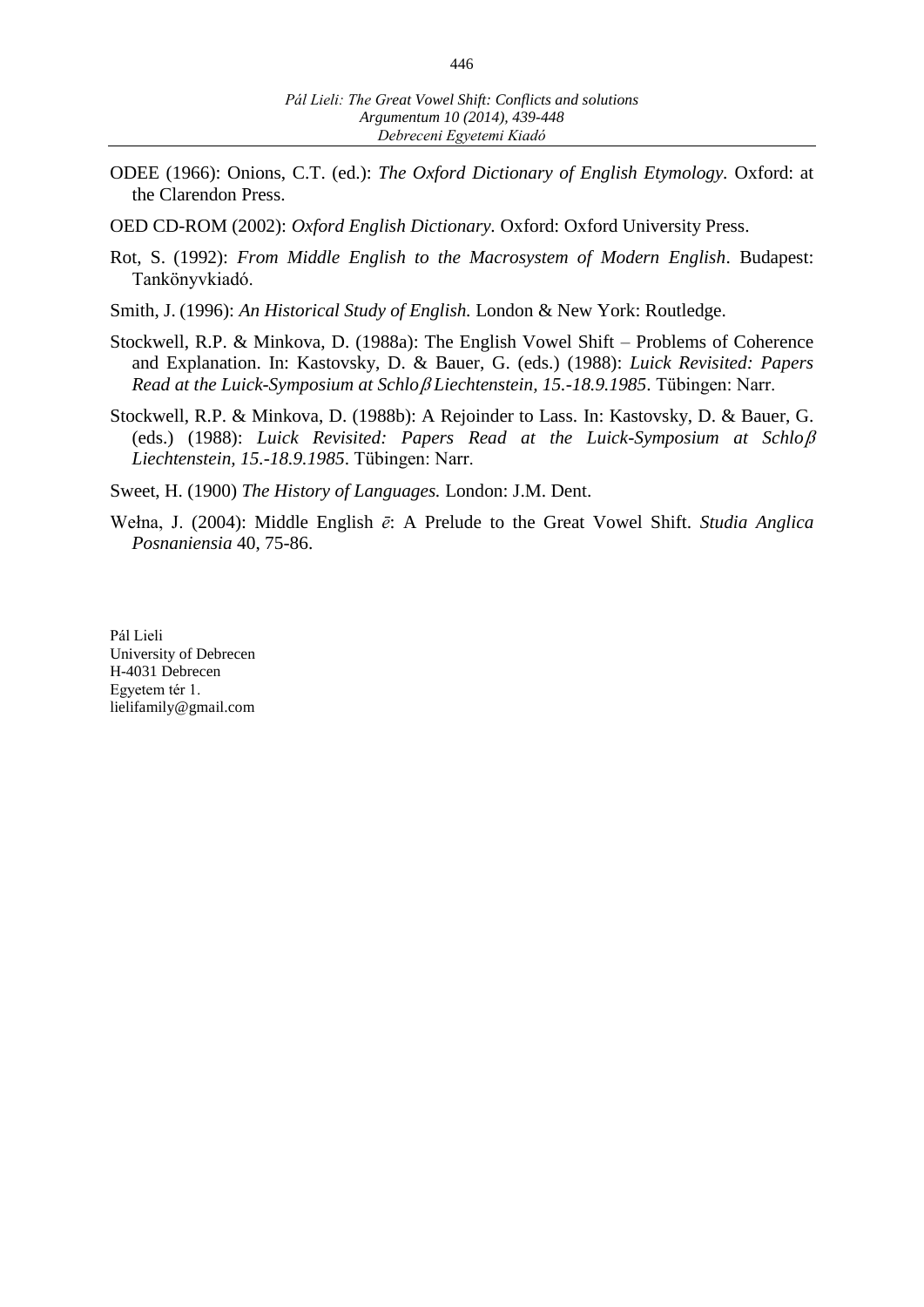ODEE (1966): Onions, C.T. (ed.): *The Oxford Dictionary of English Etymology*. Oxford: at the Clarendon Press.

OED CD-ROM (2002): *Oxford English Dictionary*. Oxford: Oxford University Press.

Rot, S. (1992): *From Middle English to the Macrosystem of Modern English*. Budapest: Tankönyvkiadó.

Smith, J. (1996): *An Historical Study of English.* London & New York: Routledge.

Stockwell, R.P. & Minkova, D. (1988a): The English Vowel Shift – Problems of Coherence and Explanation. In: Kastovsky, D. & Bauer, G. (eds.) (1988): *Luick Revisited: Papers Read at the Luick-Symposium at Schloβ Liechtenstein, 15.-18.9.1985*. Tübingen: Narr.

Stockwell, R.P. & Minkova, D. (1988b): A Rejoinder to Lass. In: Kastovsky, D. & Bauer, G. (eds.) (1988): *Luick Revisited: Papers Read at the Luick-Symposium at Schloβ Liechtenstein, 15.-18.9.1985*. Tübingen: Narr.

Sweet, H. (1900) *The History of Languages.* London: J.M. Dent.

Wełna, J. (2004): Middle English *ē*: A Prelude to the Great Vowel Shift. *Studia Anglica Posnaniensia* 40, 75-86.

Pál Lieli
University of Debrecen
H-4031 Debrecen
Egyetem tér 1.
lielifamily@gmail.com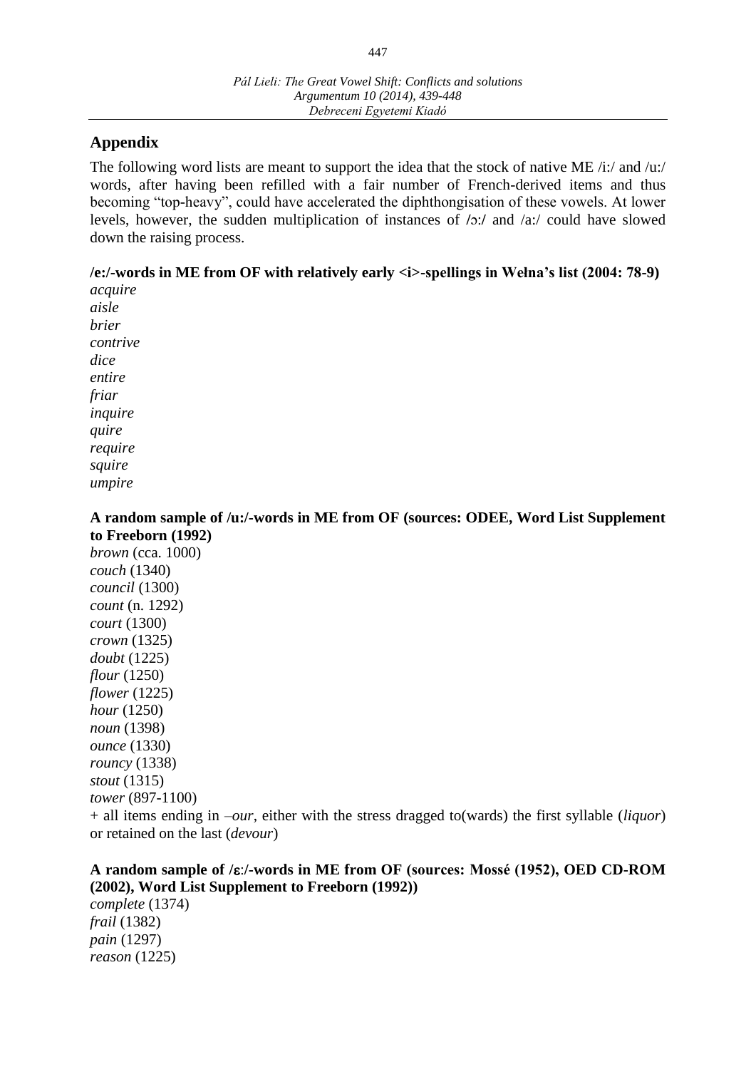## Appendix

The following word lists are meant to support the idea that the stock of native ME /iː/ and /uː/ words, after having been refilled with a fair number of French-derived items and thus becoming "top-heavy", could have accelerated the diphthongisation of these vowels. At lower levels, however, the sudden multiplication of instances of /ɔː/ and /aː/ could have slowed down the raising process.

**/eː/-words in ME from OF with relatively early <i>-spellings in Wełna's list (2004: 78-9)**

*acquire*
*aisle*
*brier*
*contrive*
*dice*
*entire*
*friar*
*inquire*
*quire*
*require*
*squire*
*umpire*

**A random sample of /uː/-words in ME from OF (sources: ODEE, Word List Supplement to Freeborn (1992)**

*brown* (cca. 1000)
*couch* (1340)
*council* (1300)
*count* (n. 1292)
*court* (1300)
*crown* (1325)
*doubt* (1225)
*flour* (1250)
*flower* (1225)
*hour* (1250)
*noun* (1398)
*ounce* (1330)
*rouncy* (1338)
*stout* (1315)
*tower* (897-1100)
\+ all items ending in *–our*, either with the stress dragged to(wards) the first syllable (*liquor*) or retained on the last (*devour*)

**A random sample of /ɛː/-words in ME from OF (sources: Mossé (1952), OED CD-ROM (2002), Word List Supplement to Freeborn (1992))**

*complete* (1374)
*frail* (1382)
*pain* (1297)
*reason* (1225)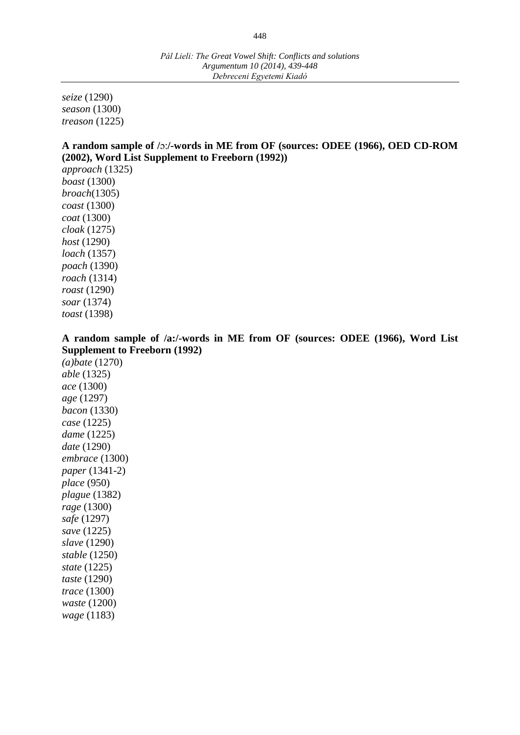*seize* (1290)
*season* (1300)
*treason* (1225)

**A random sample of /ɔ:/-words in ME from OF (sources: ODEE (1966), OED CD-ROM (2002), Word List Supplement to Freeborn (1992))**

*approach* (1325)
*boast* (1300)
*broach*(1305)
*coast* (1300)
*coat* (1300)
*cloak* (1275)
*host* (1290)
*loach* (1357)
*poach* (1390)
*roach* (1314)
*roast* (1290)
*soar* (1374)
*toast* (1398)

**A random sample of /a:/-words in ME from OF (sources: ODEE (1966), Word List Supplement to Freeborn (1992)**

*(a)bate* (1270)
*able* (1325)
*ace* (1300)
*age* (1297)
*bacon* (1330)
*case* (1225)
*dame* (1225)
*date* (1290)
*embrace* (1300)
*paper* (1341-2)
*place* (950)
*plague* (1382)
*rage* (1300)
*safe* (1297)
*save* (1225)
*slave* (1290)
*stable* (1250)
*state* (1225)
*taste* (1290)
*trace* (1300)
*waste* (1200)
*wage* (1183)